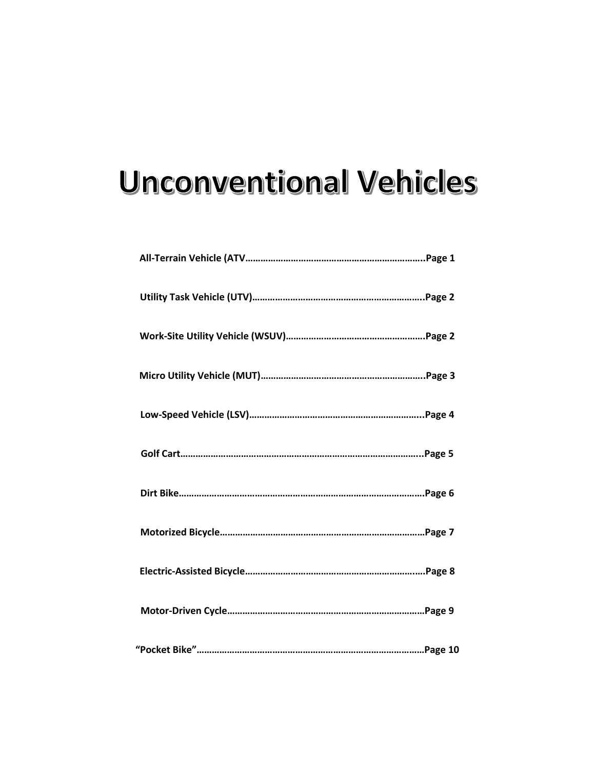# Unconventional Vehicles

**All-Terrain Vehicle (ATV……………………………………………………………..Page 1**

**Utility Task Vehicle (UTV)…………………………………………………………..Page 2**

**Work-Site Utility Vehicle (WSUV)……………………………………………….Page 2**

**Micro Utility Vehicle (MUT)………………………………………………………..Page 3**

**Low-Speed Vehicle (LSV)…………………………………………………………...Page 4**

**Golf Cart…………………………………………………………………………………..Page 5**

**Dirt Bike……………………………………………………………………………………Page 6**

**Motorized Bicycle………………………………………………………………………Page 7**

**Electric-Assisted Bicycle…………………………………………………………….Page 8**

**Motor-Driven Cycle……………………………………………………………………Page 9**

**"Pocket Bike"……………………………………………………………………………Page 10**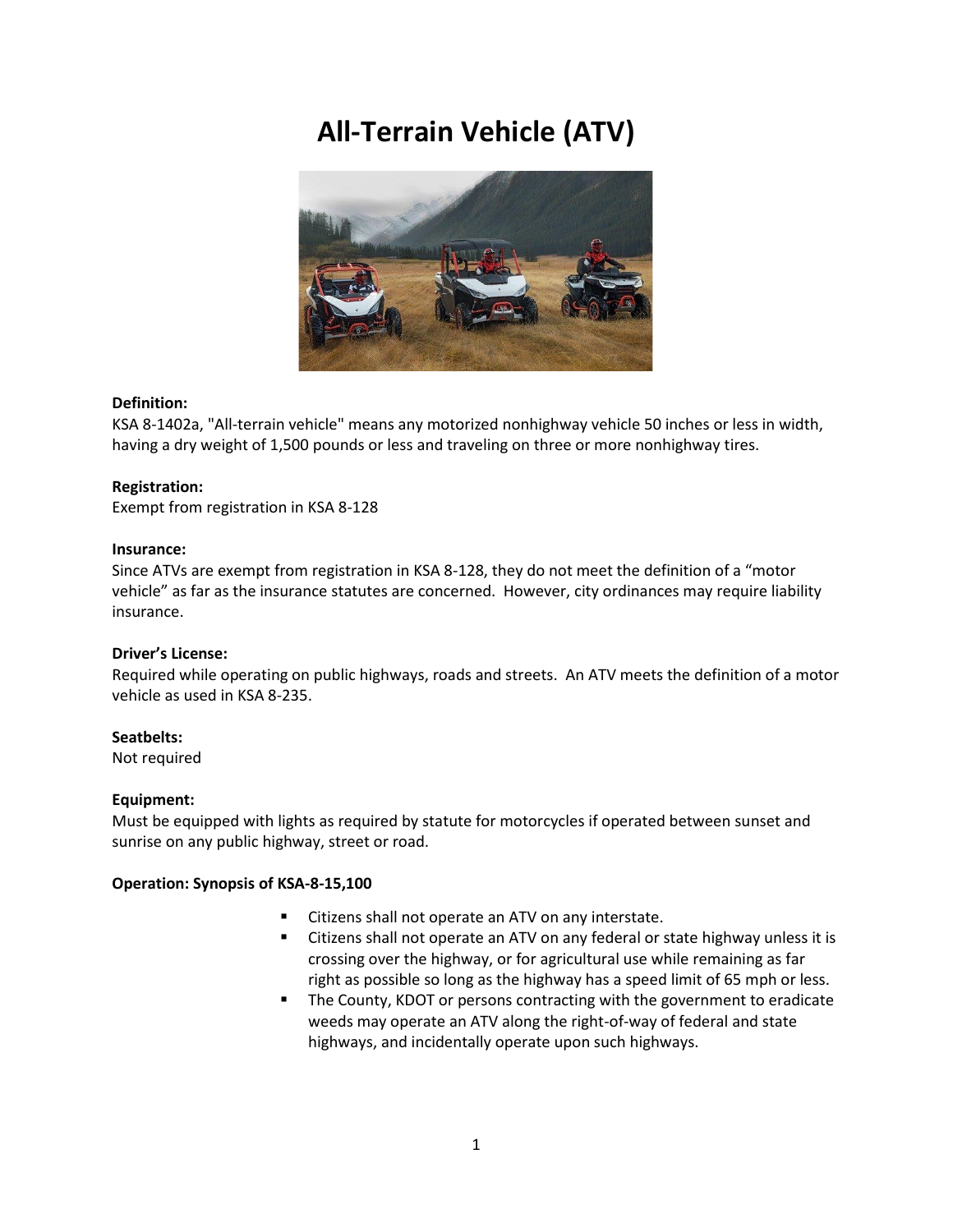# All-Terrain Vehicle (ATV)

**Definition:**
KSA 8-1402a, "All-terrain vehicle" means any motorized nonhighway vehicle 50 inches or less in width, having a dry weight of 1,500 pounds or less and traveling on three or more nonhighway tires.

**Registration:**
Exempt from registration in KSA 8-128

**Insurance:**
Since ATVs are exempt from registration in KSA 8-128, they do not meet the definition of a "motor vehicle" as far as the insurance statutes are concerned. However, city ordinances may require liability insurance.

**Driver's License:**
Required while operating on public highways, roads and streets. An ATV meets the definition of a motor vehicle as used in KSA 8-235.

**Seatbelts:**
Not required

**Equipment:**
Must be equipped with lights as required by statute for motorcycles if operated between sunset and sunrise on any public highway, street or road.

**Operation: Synopsis of KSA-8-15,100**

- Citizens shall not operate an ATV on any interstate.
- Citizens shall not operate an ATV on any federal or state highway unless it is crossing over the highway, or for agricultural use while remaining as far right as possible so long as the highway has a speed limit of 65 mph or less.
- The County, KDOT or persons contracting with the government to eradicate weeds may operate an ATV along the right-of-way of federal and state highways, and incidentally operate upon such highways.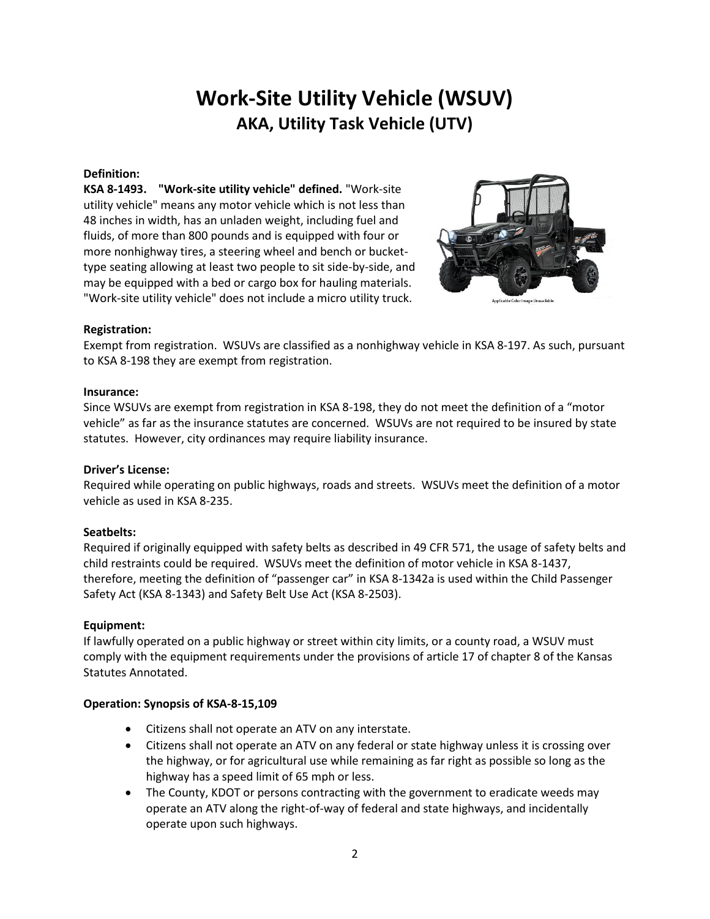# Work-Site Utility Vehicle (WSUV)
## AKA, Utility Task Vehicle (UTV)

**Definition:**
**KSA 8-1493. "Work-site utility vehicle" defined.** "Work-site utility vehicle" means any motor vehicle which is not less than 48 inches in width, has an unladen weight, including fuel and fluids, of more than 800 pounds and is equipped with four or more nonhighway tires, a steering wheel and bench or bucket-type seating allowing at least two people to sit side-by-side, and may be equipped with a bed or cargo box for hauling materials. "Work-site utility vehicle" does not include a micro utility truck.

**Registration:**
Exempt from registration. WSUVs are classified as a nonhighway vehicle in KSA 8-197. As such, pursuant to KSA 8-198 they are exempt from registration.

**Insurance:**
Since WSUVs are exempt from registration in KSA 8-198, they do not meet the definition of a "motor vehicle" as far as the insurance statutes are concerned. WSUVs are not required to be insured by state statutes. However, city ordinances may require liability insurance.

**Driver's License:**
Required while operating on public highways, roads and streets. WSUVs meet the definition of a motor vehicle as used in KSA 8-235.

**Seatbelts:**
Required if originally equipped with safety belts as described in 49 CFR 571, the usage of safety belts and child restraints could be required. WSUVs meet the definition of motor vehicle in KSA 8-1437, therefore, meeting the definition of "passenger car" in KSA 8-1342a is used within the Child Passenger Safety Act (KSA 8-1343) and Safety Belt Use Act (KSA 8-2503).

**Equipment:**
If lawfully operated on a public highway or street within city limits, or a county road, a WSUV must comply with the equipment requirements under the provisions of article 17 of chapter 8 of the Kansas Statutes Annotated.

**Operation: Synopsis of KSA-8-15,109**

- Citizens shall not operate an ATV on any interstate.
- Citizens shall not operate an ATV on any federal or state highway unless it is crossing over the highway, or for agricultural use while remaining as far right as possible so long as the highway has a speed limit of 65 mph or less.
- The County, KDOT or persons contracting with the government to eradicate weeds may operate an ATV along the right-of-way of federal and state highways, and incidentally operate upon such highways.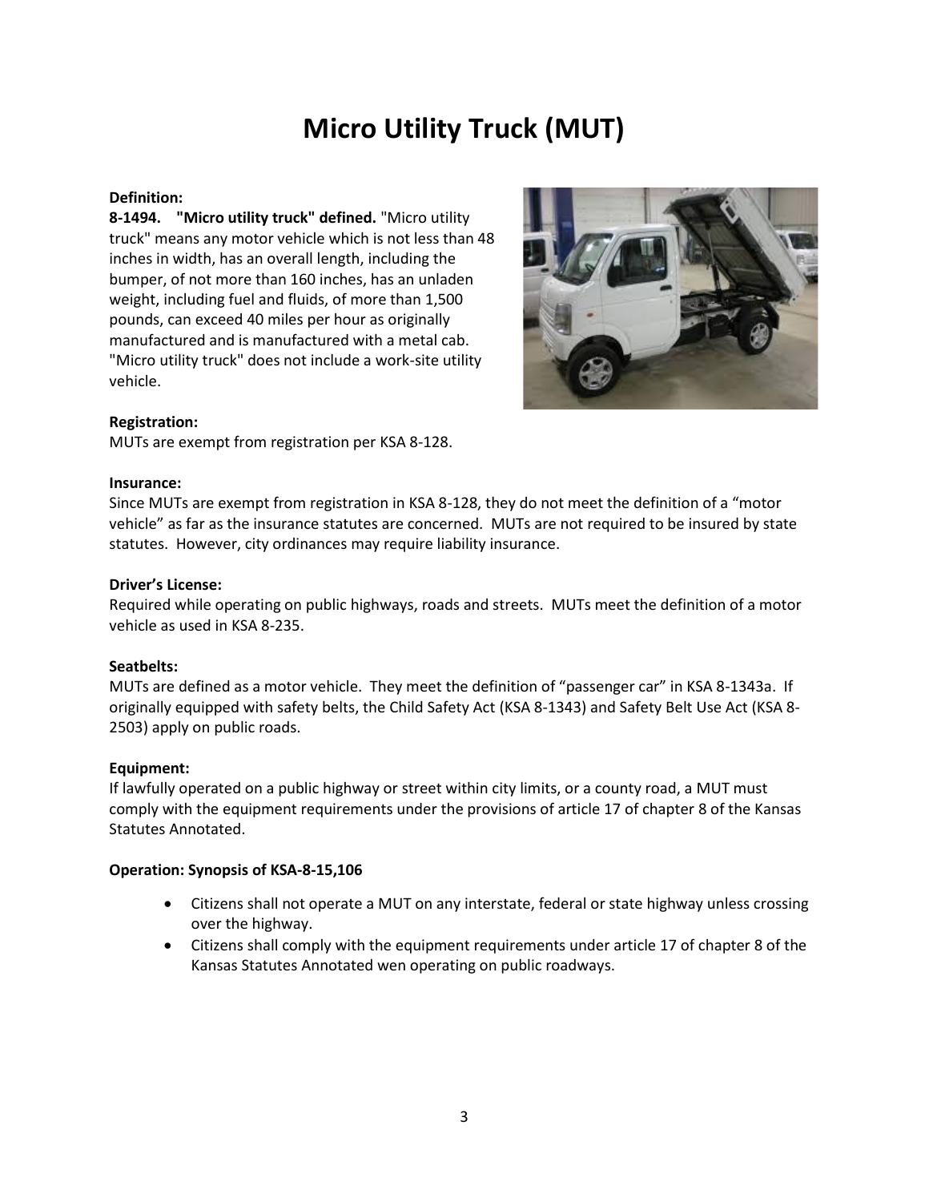# Micro Utility Truck (MUT)

**Definition:**

**8-1494. "Micro utility truck" defined.** "Micro utility truck" means any motor vehicle which is not less than 48 inches in width, has an overall length, including the bumper, of not more than 160 inches, has an unladen weight, including fuel and fluids, of more than 1,500 pounds, can exceed 40 miles per hour as originally manufactured and is manufactured with a metal cab. "Micro utility truck" does not include a work-site utility vehicle.

**Registration:**

MUTs are exempt from registration per KSA 8-128.

**Insurance:**

Since MUTs are exempt from registration in KSA 8-128, they do not meet the definition of a "motor vehicle" as far as the insurance statutes are concerned. MUTs are not required to be insured by state statutes. However, city ordinances may require liability insurance.

**Driver's License:**

Required while operating on public highways, roads and streets. MUTs meet the definition of a motor vehicle as used in KSA 8-235.

**Seatbelts:**

MUTs are defined as a motor vehicle. They meet the definition of "passenger car" in KSA 8-1343a. If originally equipped with safety belts, the Child Safety Act (KSA 8-1343) and Safety Belt Use Act (KSA 8-2503) apply on public roads.

**Equipment:**

If lawfully operated on a public highway or street within city limits, or a county road, a MUT must comply with the equipment requirements under the provisions of article 17 of chapter 8 of the Kansas Statutes Annotated.

**Operation: Synopsis of KSA-8-15,106**

- Citizens shall not operate a MUT on any interstate, federal or state highway unless crossing over the highway.
- Citizens shall comply with the equipment requirements under article 17 of chapter 8 of the Kansas Statutes Annotated wen operating on public roadways.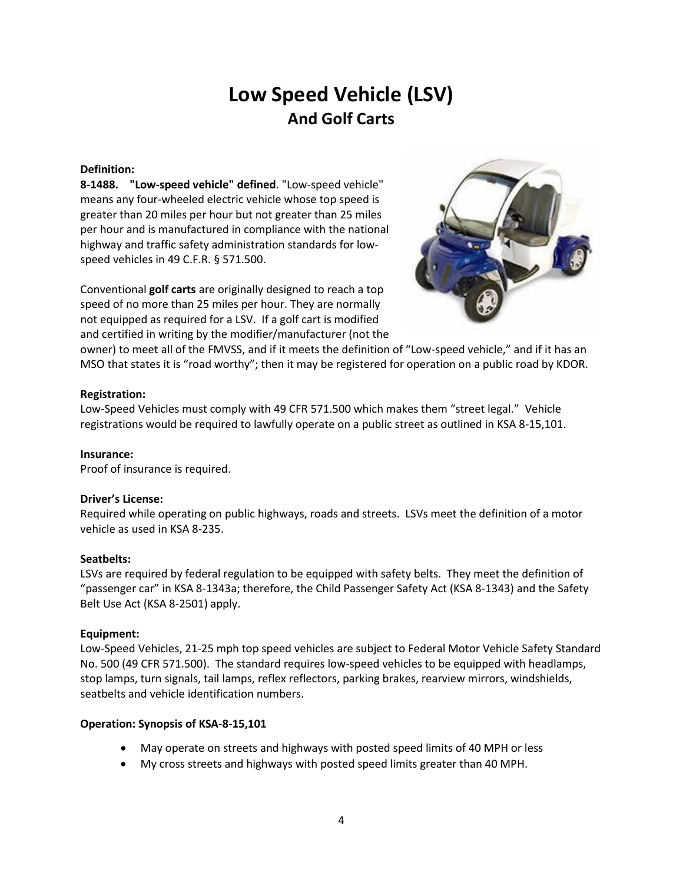# Low Speed Vehicle (LSV)
## And Golf Carts

**Definition:**
**8-1488. "Low-speed vehicle" defined**. "Low-speed vehicle" means any four-wheeled electric vehicle whose top speed is greater than 20 miles per hour but not greater than 25 miles per hour and is manufactured in compliance with the national highway and traffic safety administration standards for low-speed vehicles in 49 C.F.R. § 571.500.

Conventional **golf carts** are originally designed to reach a top speed of no more than 25 miles per hour. They are normally not equipped as required for a LSV. If a golf cart is modified and certified in writing by the modifier/manufacturer (not the owner) to meet all of the FMVSS, and if it meets the definition of "Low-speed vehicle," and if it has an MSO that states it is "road worthy"; then it may be registered for operation on a public road by KDOR.

**Registration:**
Low-Speed Vehicles must comply with 49 CFR 571.500 which makes them "street legal." Vehicle registrations would be required to lawfully operate on a public street as outlined in KSA 8-15,101.

**Insurance:**
Proof of insurance is required.

**Driver's License:**
Required while operating on public highways, roads and streets. LSVs meet the definition of a motor vehicle as used in KSA 8-235.

**Seatbelts:**
LSVs are required by federal regulation to be equipped with safety belts. They meet the definition of "passenger car" in KSA 8-1343a; therefore, the Child Passenger Safety Act (KSA 8-1343) and the Safety Belt Use Act (KSA 8-2501) apply.

**Equipment:**
Low-Speed Vehicles, 21-25 mph top speed vehicles are subject to Federal Motor Vehicle Safety Standard No. 500 (49 CFR 571.500). The standard requires low-speed vehicles to be equipped with headlamps, stop lamps, turn signals, tail lamps, reflex reflectors, parking brakes, rearview mirrors, windshields, seatbelts and vehicle identification numbers.

**Operation: Synopsis of KSA-8-15,101**

- May operate on streets and highways with posted speed limits of 40 MPH or less
- My cross streets and highways with posted speed limits greater than 40 MPH.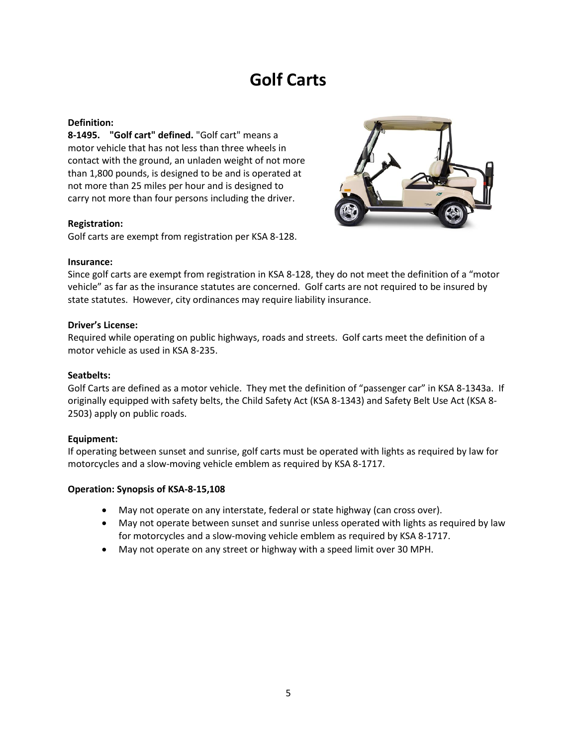# Golf Carts

**Definition:**
**8-1495. "Golf cart" defined.** "Golf cart" means a motor vehicle that has not less than three wheels in contact with the ground, an unladen weight of not more than 1,800 pounds, is designed to be and is operated at not more than 25 miles per hour and is designed to carry not more than four persons including the driver.

**Registration:**
Golf carts are exempt from registration per KSA 8-128.

**Insurance:**
Since golf carts are exempt from registration in KSA 8-128, they do not meet the definition of a "motor vehicle" as far as the insurance statutes are concerned. Golf carts are not required to be insured by state statutes. However, city ordinances may require liability insurance.

**Driver's License:**
Required while operating on public highways, roads and streets. Golf carts meet the definition of a motor vehicle as used in KSA 8-235.

**Seatbelts:**
Golf Carts are defined as a motor vehicle. They met the definition of "passenger car" in KSA 8-1343a. If originally equipped with safety belts, the Child Safety Act (KSA 8-1343) and Safety Belt Use Act (KSA 8-2503) apply on public roads.

**Equipment:**
If operating between sunset and sunrise, golf carts must be operated with lights as required by law for motorcycles and a slow-moving vehicle emblem as required by KSA 8-1717.

**Operation: Synopsis of KSA-8-15,108**

- May not operate on any interstate, federal or state highway (can cross over).
- May not operate between sunset and sunrise unless operated with lights as required by law for motorcycles and a slow-moving vehicle emblem as required by KSA 8-1717.
- May not operate on any street or highway with a speed limit over 30 MPH.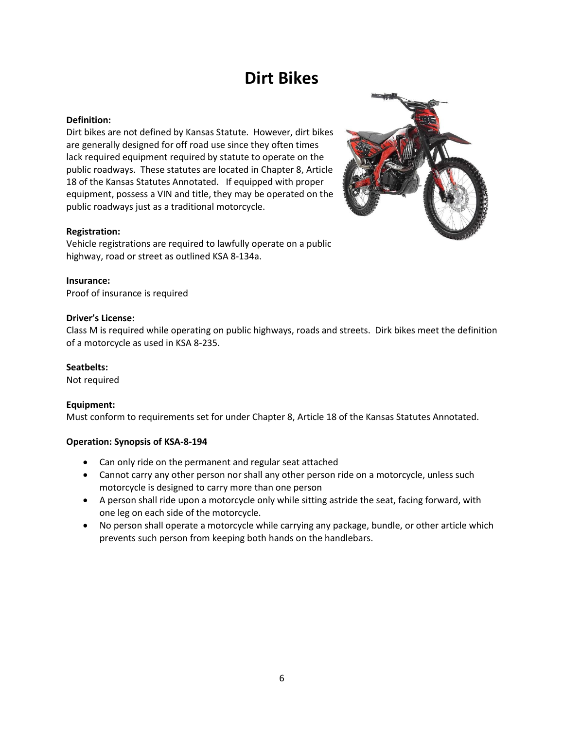# Dirt Bikes

**Definition:**
Dirt bikes are not defined by Kansas Statute. However, dirt bikes are generally designed for off road use since they often times lack required equipment required by statute to operate on the public roadways. These statutes are located in Chapter 8, Article 18 of the Kansas Statutes Annotated. If equipped with proper equipment, possess a VIN and title, they may be operated on the public roadways just as a traditional motorcycle.

**Registration:**
Vehicle registrations are required to lawfully operate on a public highway, road or street as outlined KSA 8-134a.

**Insurance:**
Proof of insurance is required

**Driver's License:**
Class M is required while operating on public highways, roads and streets. Dirk bikes meet the definition of a motorcycle as used in KSA 8-235.

**Seatbelts:**
Not required

**Equipment:**
Must conform to requirements set for under Chapter 8, Article 18 of the Kansas Statutes Annotated.

**Operation: Synopsis of KSA-8-194**

- Can only ride on the permanent and regular seat attached
- Cannot carry any other person nor shall any other person ride on a motorcycle, unless such motorcycle is designed to carry more than one person
- A person shall ride upon a motorcycle only while sitting astride the seat, facing forward, with one leg on each side of the motorcycle.
- No person shall operate a motorcycle while carrying any package, bundle, or other article which prevents such person from keeping both hands on the handlebars.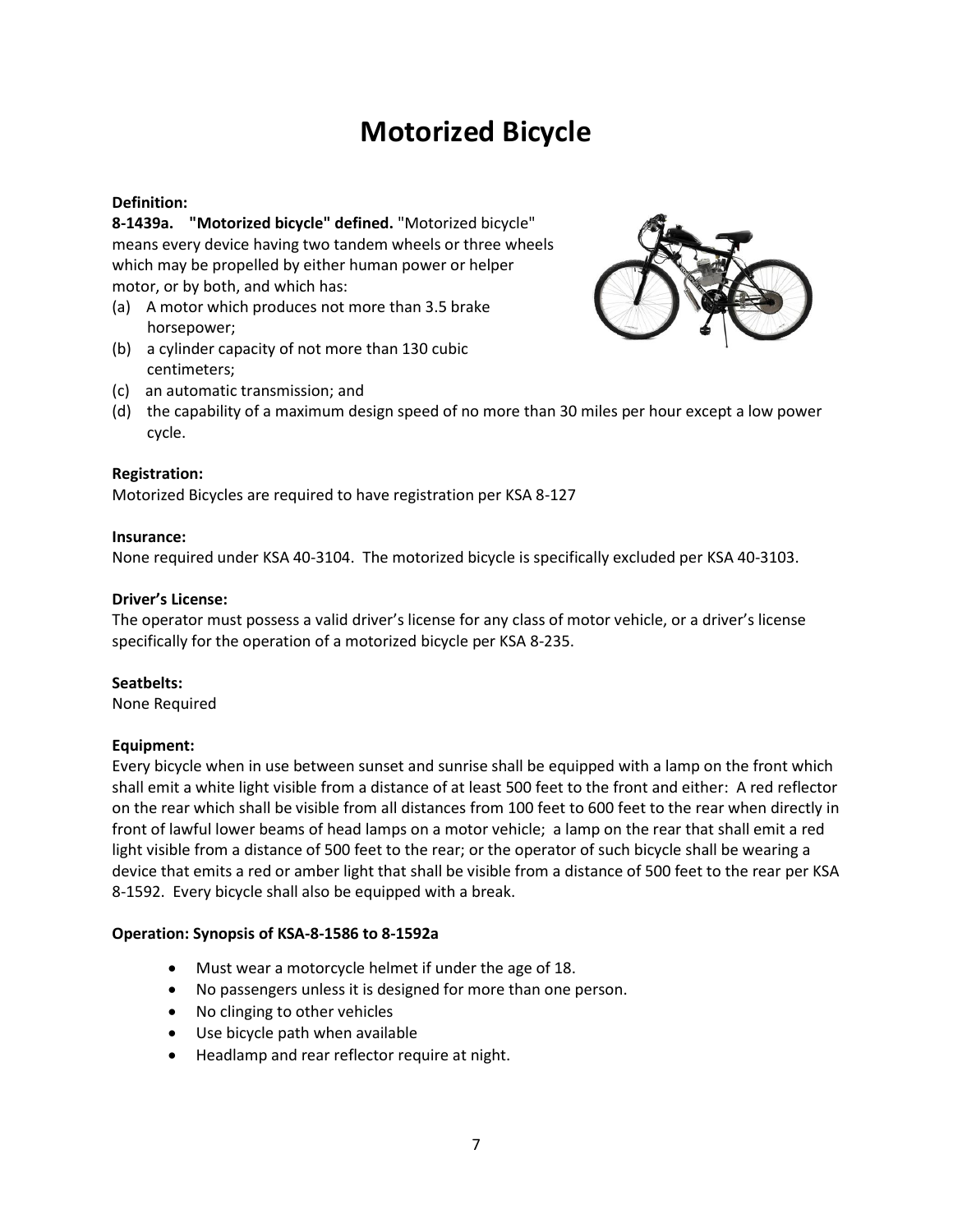# Motorized Bicycle

**Definition:**

**8-1439a. "Motorized bicycle" defined.** "Motorized bicycle" means every device having two tandem wheels or three wheels which may be propelled by either human power or helper motor, or by both, and which has:

(a) A motor which produces not more than 3.5 brake horsepower;
(b) a cylinder capacity of not more than 130 cubic centimeters;
(c) an automatic transmission; and
(d) the capability of a maximum design speed of no more than 30 miles per hour except a low power cycle.

**Registration:**

Motorized Bicycles are required to have registration per KSA 8-127

**Insurance:**

None required under KSA 40-3104. The motorized bicycle is specifically excluded per KSA 40-3103.

**Driver's License:**

The operator must possess a valid driver's license for any class of motor vehicle, or a driver's license specifically for the operation of a motorized bicycle per KSA 8-235.

**Seatbelts:**

None Required

**Equipment:**

Every bicycle when in use between sunset and sunrise shall be equipped with a lamp on the front which shall emit a white light visible from a distance of at least 500 feet to the front and either: A red reflector on the rear which shall be visible from all distances from 100 feet to 600 feet to the rear when directly in front of lawful lower beams of head lamps on a motor vehicle; a lamp on the rear that shall emit a red light visible from a distance of 500 feet to the rear; or the operator of such bicycle shall be wearing a device that emits a red or amber light that shall be visible from a distance of 500 feet to the rear per KSA 8-1592. Every bicycle shall also be equipped with a break.

**Operation: Synopsis of KSA-8-1586 to 8-1592a**

- Must wear a motorcycle helmet if under the age of 18.
- No passengers unless it is designed for more than one person.
- No clinging to other vehicles
- Use bicycle path when available
- Headlamp and rear reflector require at night.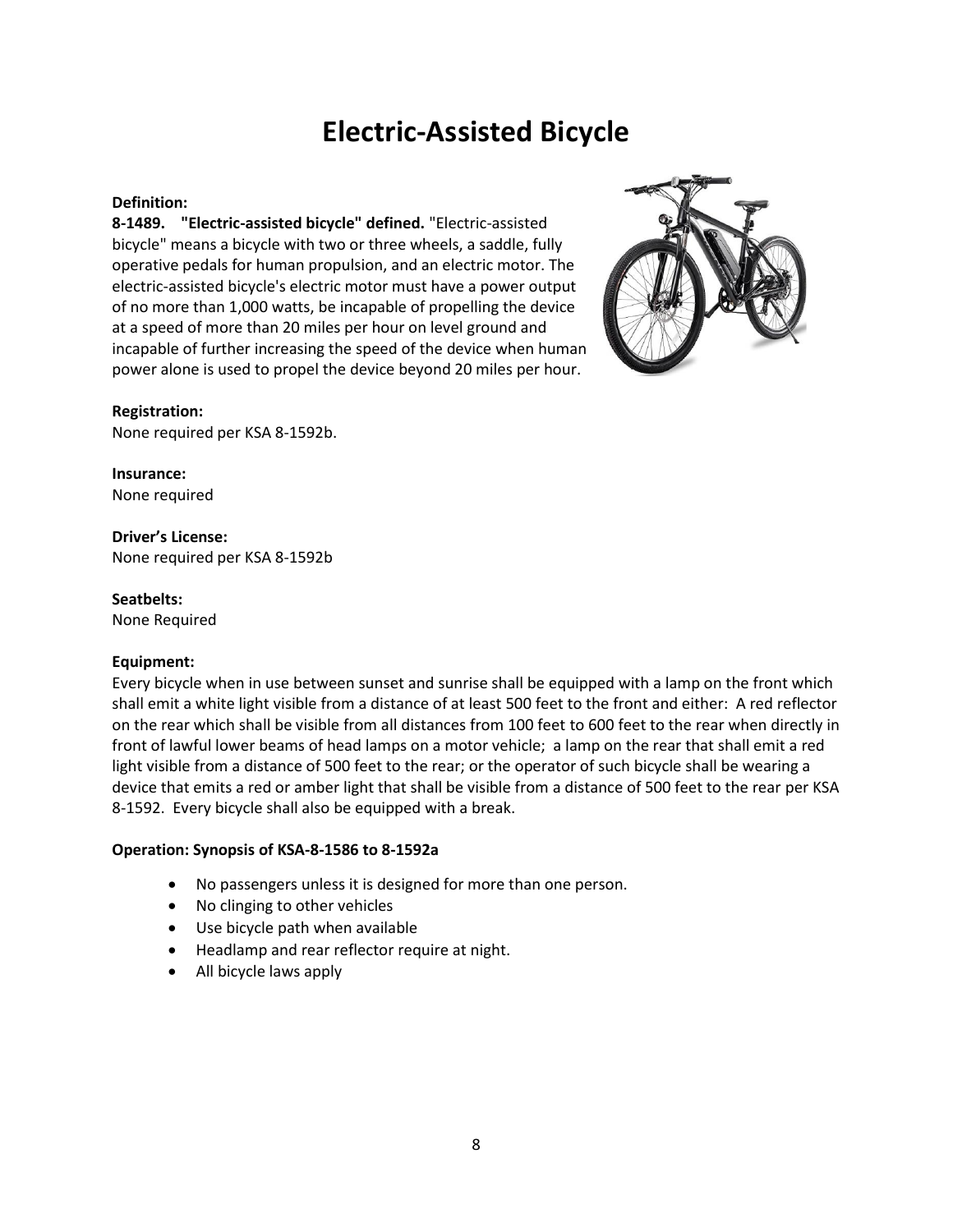# Electric-Assisted Bicycle

**Definition:**

**8-1489. "Electric-assisted bicycle" defined.** "Electric-assisted bicycle" means a bicycle with two or three wheels, a saddle, fully operative pedals for human propulsion, and an electric motor. The electric-assisted bicycle's electric motor must have a power output of no more than 1,000 watts, be incapable of propelling the device at a speed of more than 20 miles per hour on level ground and incapable of further increasing the speed of the device when human power alone is used to propel the device beyond 20 miles per hour.

**Registration:**
None required per KSA 8-1592b.

**Insurance:**
None required

**Driver's License:**
None required per KSA 8-1592b

**Seatbelts:**
None Required

**Equipment:**
Every bicycle when in use between sunset and sunrise shall be equipped with a lamp on the front which shall emit a white light visible from a distance of at least 500 feet to the front and either: A red reflector on the rear which shall be visible from all distances from 100 feet to 600 feet to the rear when directly in front of lawful lower beams of head lamps on a motor vehicle; a lamp on the rear that shall emit a red light visible from a distance of 500 feet to the rear; or the operator of such bicycle shall be wearing a device that emits a red or amber light that shall be visible from a distance of 500 feet to the rear per KSA 8-1592. Every bicycle shall also be equipped with a break.

**Operation: Synopsis of KSA-8-1586 to 8-1592a**

- No passengers unless it is designed for more than one person.
- No clinging to other vehicles
- Use bicycle path when available
- Headlamp and rear reflector require at night.
- All bicycle laws apply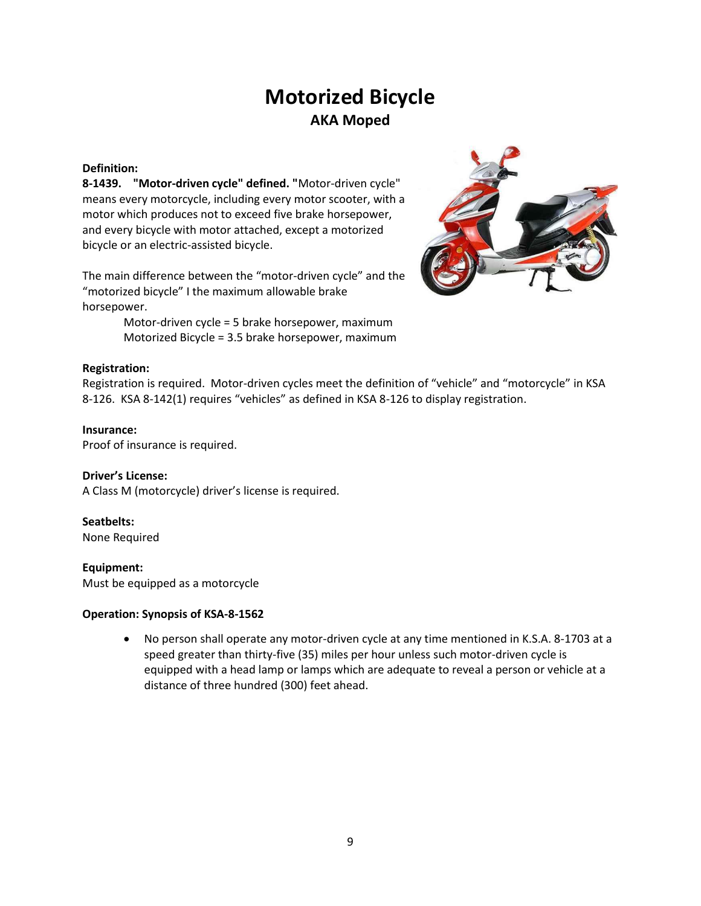# Motorized Bicycle

## AKA Moped

**Definition:**

**8-1439. "Motor-driven cycle" defined.** "Motor-driven cycle" means every motorcycle, including every motor scooter, with a motor which produces not to exceed five brake horsepower, and every bicycle with motor attached, except a motorized bicycle or an electric-assisted bicycle.

The main difference between the "motor-driven cycle" and the "motorized bicycle" I the maximum allowable brake horsepower.

> Motor-driven cycle = 5 brake horsepower, maximum
> Motorized Bicycle = 3.5 brake horsepower, maximum

**Registration:**

Registration is required. Motor-driven cycles meet the definition of "vehicle" and "motorcycle" in KSA 8-126. KSA 8-142(1) requires "vehicles" as defined in KSA 8-126 to display registration.

**Insurance:**

Proof of insurance is required.

**Driver's License:**

A Class M (motorcycle) driver's license is required.

**Seatbelts:**

None Required

**Equipment:**

Must be equipped as a motorcycle

**Operation: Synopsis of KSA-8-1562**

- No person shall operate any motor-driven cycle at any time mentioned in K.S.A. 8-1703 at a speed greater than thirty-five (35) miles per hour unless such motor-driven cycle is equipped with a head lamp or lamps which are adequate to reveal a person or vehicle at a distance of three hundred (300) feet ahead.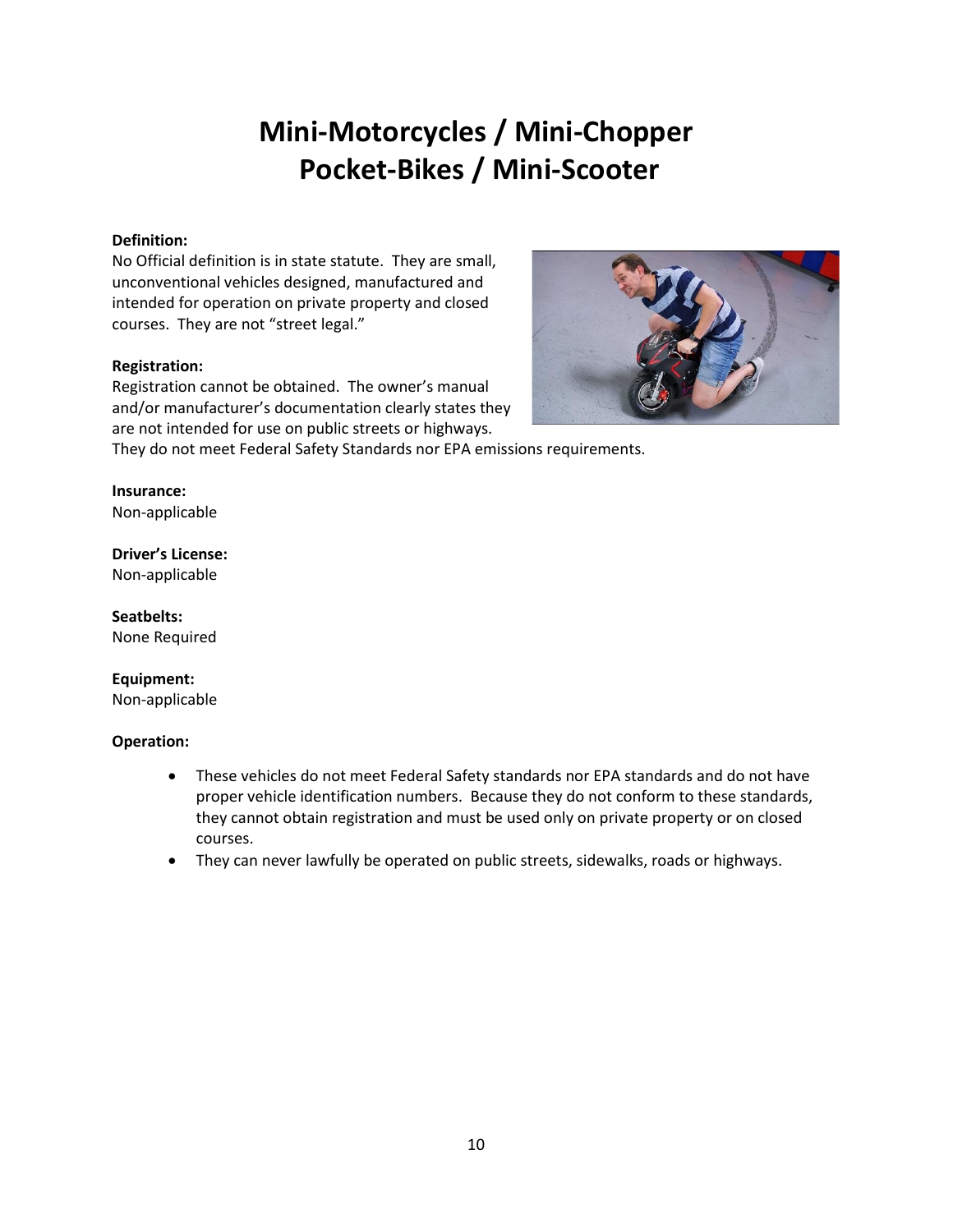# Mini-Motorcycles / Mini-Chopper Pocket-Bikes / Mini-Scooter

**Definition:**
No Official definition is in state statute. They are small, unconventional vehicles designed, manufactured and intended for operation on private property and closed courses. They are not "street legal."

**Registration:**
Registration cannot be obtained. The owner's manual and/or manufacturer's documentation clearly states they are not intended for use on public streets or highways. They do not meet Federal Safety Standards nor EPA emissions requirements.

**Insurance:**
Non-applicable

**Driver's License:**
Non-applicable

**Seatbelts:**
None Required

**Equipment:**
Non-applicable

**Operation:**

- These vehicles do not meet Federal Safety standards nor EPA standards and do not have proper vehicle identification numbers. Because they do not conform to these standards, they cannot obtain registration and must be used only on private property or on closed courses.
- They can never lawfully be operated on public streets, sidewalks, roads or highways.